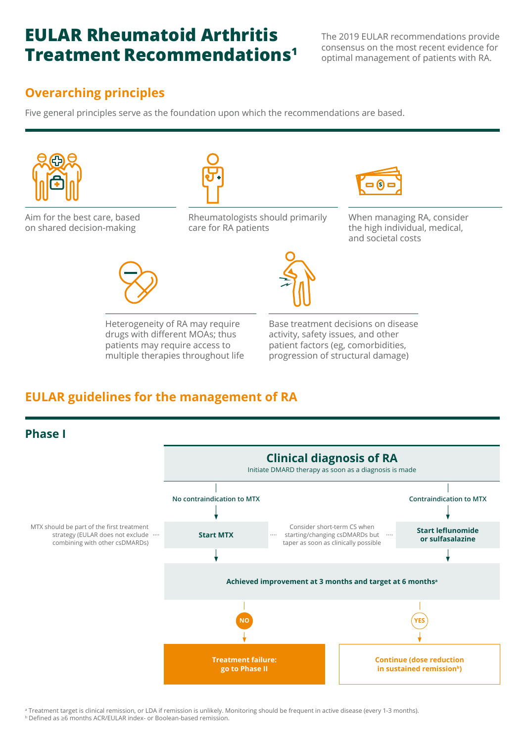# EULAR Rheumatoid Arthritis Treatment Recommendations[1]

The 2019 EULAR recommendations provide consensus on the most recent evidence for optimal management of patients with RA.

## Overarching principles

Five general principles serve as the foundation upon which the recommendations are based.

- Aim for the best care, based on shared decision-making
- Rheumatologists should primarily care for RA patients
- When managing RA, consider the high individual, medical, and societal costs
- Heterogeneity of RA may require drugs with different MOAs; thus patients may require access to multiple therapies throughout life
- Base treatment decisions on disease activity, safety issues, and other patient factors (eg, comorbidities, progression of structural damage)

## EULAR guidelines for the management of RA

### Phase I

**Clinical diagnosis of RA**

Initiate DMARD therapy as soon as a diagnosis is made

- **No contraindication to MTX** → **Start MTX**
  - MTX should be part of the first treatment strategy (EULAR does not exclude combining with other csDMARDs)
- **Contraindication to MTX** → **Start leflunomide or sulfasalazine**

Consider short-term CS when starting/changing csDMARDs but taper as soon as clinically possible

**Achieved improvement at 3 months and target at 6 months[a]**

- **NO** → **Treatment failure: go to Phase II**
- **YES** → **Continue (dose reduction in sustained remission[b])**

[a] Treatment target is clinical remission, or LDA if remission is unlikely. Monitoring should be frequent in active disease (every 1-3 months).
[b] Defined as ≥6 months ACR/EULAR index- or Boolean-based remission.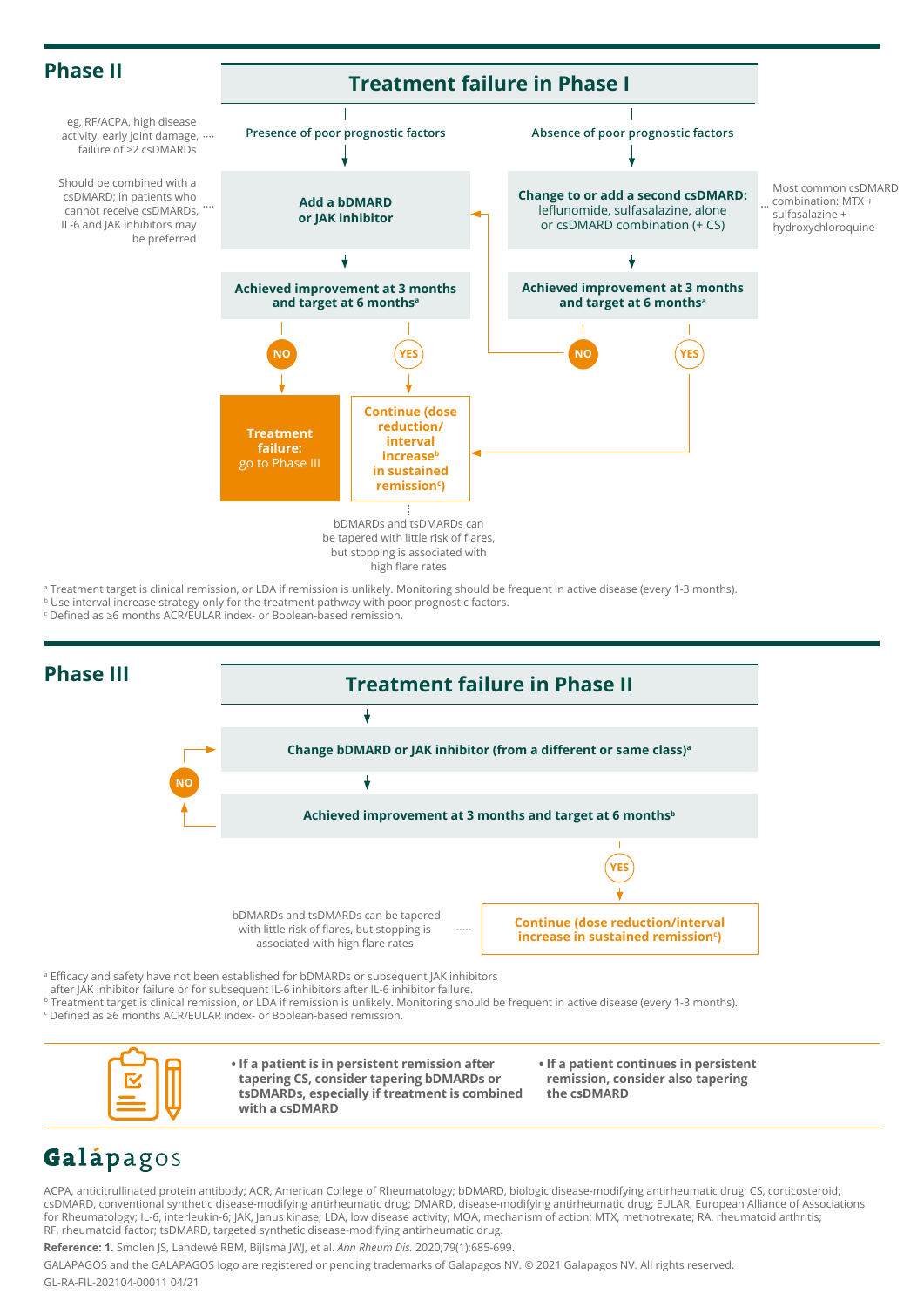## Phase II

### Treatment failure in Phase I

eg, RF/ACPA, high disease activity, early joint damage, failure of ≥2 csDMARDs

**Presence of poor prognostic factors**

**Add a bDMARD or JAK inhibitor**

Should be combined with a csDMARD; in patients who cannot receive csDMARDs, IL-6 and JAK inhibitors may be preferred

**Achieved improvement at 3 months and target at 6 months[a]**

- NO → **Treatment failure:** go to Phase III
- YES → **Continue (dose reduction/ interval increase[b] in sustained remission[c])**

**Absence of poor prognostic factors**

**Change to or add a second csDMARD:** leflunomide, sulfasalazine, alone or csDMARD combination (+ CS)

Most common csDMARD combination: MTX + sulfasalazine + hydroxychloroquine

**Achieved improvement at 3 months and target at 6 months[a]**

- NO → Add a bDMARD or JAK inhibitor
- YES → Continue (dose reduction/interval increase[b] in sustained remission[c])

bDMARDs and tsDMARDs can be tapered with little risk of flares, but stopping is associated with high flare rates

[a] Treatment target is clinical remission, or LDA if remission is unlikely. Monitoring should be frequent in active disease (every 1-3 months).
[b] Use interval increase strategy only for the treatment pathway with poor prognostic factors.
[c] Defined as ≥6 months ACR/EULAR index- or Boolean-based remission.

## Phase III

### Treatment failure in Phase II

**Change bDMARD or JAK inhibitor (from a different or same class)[a]**

**Achieved improvement at 3 months and target at 6 months[b]**

- NO → Change bDMARD or JAK inhibitor (from a different or same class)
- YES → **Continue (dose reduction/interval increase in sustained remission[c])**

bDMARDs and tsDMARDs can be tapered with little risk of flares, but stopping is associated with high flare rates

[a] Efficacy and safety have not been established for bDMARDs or subsequent JAK inhibitors after JAK inhibitor failure or for subsequent IL-6 inhibitors after IL-6 inhibitor failure.
[b] Treatment target is clinical remission, or LDA if remission is unlikely. Monitoring should be frequent in active disease (every 1-3 months).
[c] Defined as ≥6 months ACR/EULAR index- or Boolean-based remission.

- **If a patient is in persistent remission after tapering CS, consider tapering bDMARDs or tsDMARDs, especially if treatment is combined with a csDMARD**
- **If a patient continues in persistent remission, consider also tapering the csDMARD**

Galápagos

ACPA, anticitrullinated protein antibody; ACR, American College of Rheumatology; bDMARD, biologic disease-modifying antirheumatic drug; CS, corticosteroid; csDMARD, conventional synthetic disease-modifying antirheumatic drug; DMARD, disease-modifying antirheumatic drug; EULAR, European Alliance of Associations for Rheumatology; IL-6, interleukin-6; JAK, Janus kinase; LDA, low disease activity; MOA, mechanism of action; MTX, methotrexate; RA, rheumatoid arthritis; RF, rheumatoid factor; tsDMARD, targeted synthetic disease-modifying antirheumatic drug.

**Reference: 1.** Smolen JS, Landewé RBM, Bijlsma JWJ, et al. *Ann Rheum Dis.* 2020;79(1):685-699.

GALAPAGOS and the GALAPAGOS logo are registered or pending trademarks of Galapagos NV. © 2021 Galapagos NV. All rights reserved.

GL-RA-FIL-202104-00011 04/21